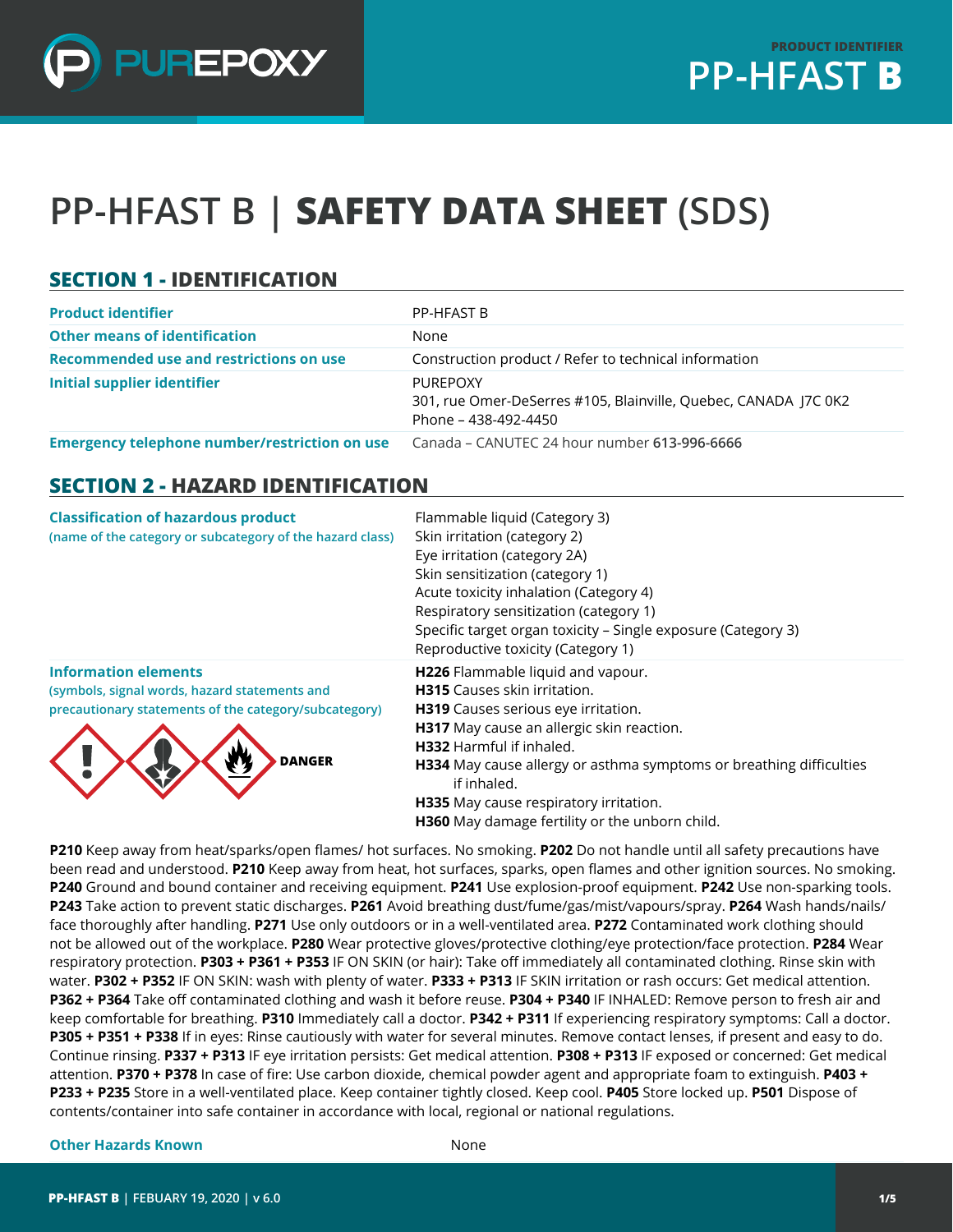# PP-HFAST B | **SAFETY DATA SHEET** (SDS)

## SECTION 1 - IDENTIFICATION

| | |
|---|---|
| **Product identifier** | PP-HFAST B |
| **Other means of identification** | None |
| **Recommended use and restrictions on use** | Construction product / Refer to technical information |
| **Initial supplier identifier** | PUREPOXY<br>301, rue Omer-DeSerres #105, Blainville, Quebec, CANADA J7C 0K2<br>Phone – 438-492-4450 |
| **Emergency telephone number/restriction on use** | Canada – CANUTEC 24 hour number **613-996-6666** |

## SECTION 2 - HAZARD IDENTIFICATION

| | |
|---|---|
| **Classification of hazardous product**<br>(name of the category or subcategory of the hazard class) | Flammable liquid (Category 3)<br>Skin irritation (category 2)<br>Eye irritation (category 2A)<br>Skin sensitization (category 1)<br>Acute toxicity inhalation (Category 4)<br>Respiratory sensitization (category 1)<br>Specific target organ toxicity – Single exposure (Category 3)<br>Reproductive toxicity (Category 1) |
| **Information elements**<br>(symbols, signal words, hazard statements and precautionary statements of the category/subcategory)<br><br>**DANGER** | **H226** Flammable liquid and vapour.<br>**H315** Causes skin irritation.<br>**H319** Causes serious eye irritation.<br>**H317** May cause an allergic skin reaction.<br>**H332** Harmful if inhaled.<br>**H334** May cause allergy or asthma symptoms or breathing difficulties if inhaled.<br>**H335** May cause respiratory irritation.<br>**H360** May damage fertility or the unborn child. |

**P210** Keep away from heat/sparks/open flames/ hot surfaces. No smoking. **P202** Do not handle until all safety precautions have been read and understood. **P210** Keep away from heat, hot surfaces, sparks, open flames and other ignition sources. No smoking. **P240** Ground and bound container and receiving equipment. **P241** Use explosion-proof equipment. **P242** Use non-sparking tools. **P243** Take action to prevent static discharges. **P261** Avoid breathing dust/fume/gas/mist/vapours/spray. **P264** Wash hands/nails/ face thoroughly after handling. **P271** Use only outdoors or in a well-ventilated area. **P272** Contaminated work clothing should not be allowed out of the workplace. **P280** Wear protective gloves/protective clothing/eye protection/face protection. **P284** Wear respiratory protection. **P303 + P361 + P353** IF ON SKIN (or hair): Take off immediately all contaminated clothing. Rinse skin with water. **P302 + P352** IF ON SKIN: wash with plenty of water. **P333 + P313** IF SKIN irritation or rash occurs: Get medical attention. **P362 + P364** Take off contaminated clothing and wash it before reuse. **P304 + P340** IF INHALED: Remove person to fresh air and keep comfortable for breathing. **P310** Immediately call a doctor. **P342 + P311** If experiencing respiratory symptoms: Call a doctor. **P305 + P351 + P338** If in eyes: Rinse cautiously with water for several minutes. Remove contact lenses, if present and easy to do. Continue rinsing. **P337 + P313** IF eye irritation persists: Get medical attention. **P308 + P313** IF exposed or concerned: Get medical attention. **P370 + P378** In case of fire: Use carbon dioxide, chemical powder agent and appropriate foam to extinguish. **P403 + P233 + P235** Store in a well-ventilated place. Keep container tightly closed. Keep cool. **P405** Store locked up. **P501** Dispose of contents/container into safe container in accordance with local, regional or national regulations.

| | |
|---|---|
| **Other Hazards Known** | None |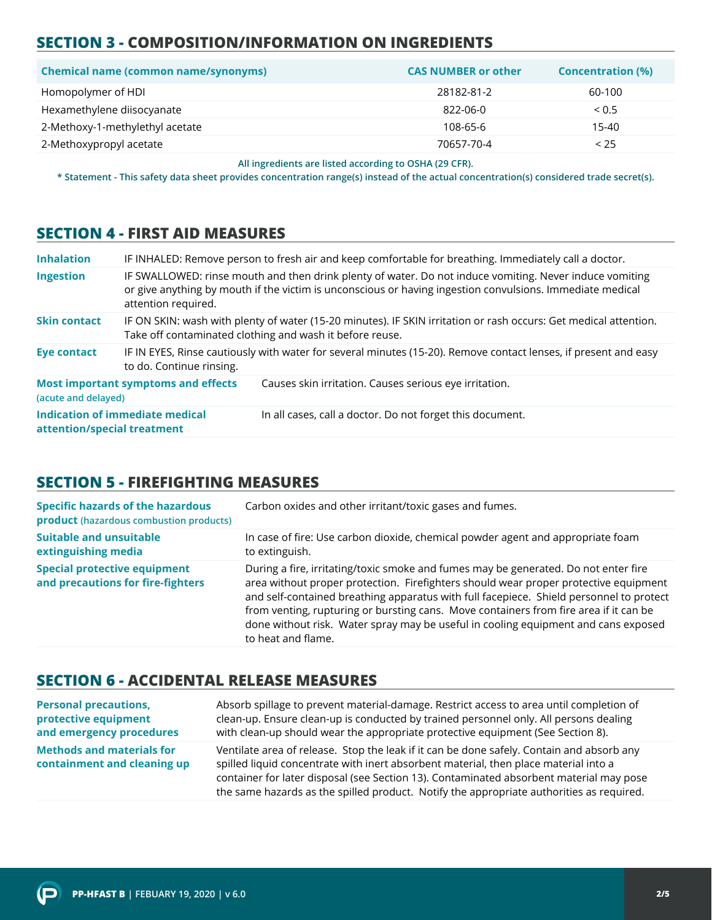## SECTION 3 - COMPOSITION/INFORMATION ON INGREDIENTS

| Chemical name (common name/synonyms) | CAS NUMBER or other | Concentration (%) |
|---|---|---|
| Homopolymer of HDI | 28182-81-2 | 60-100 |
| Hexamethylene diisocyanate | 822-06-0 | < 0.5 |
| 2-Methoxy-1-methylethyl acetate | 108-65-6 | 15-40 |
| 2-Methoxypropyl acetate | 70657-70-4 | < 25 |

**All ingredients are listed according to OSHA (29 CFR).**

**\* Statement - This safety data sheet provides concentration range(s) instead of the actual concentration(s) considered trade secret(s).**

## SECTION 4 - FIRST AID MEASURES

| | |
|---|---|
| **Inhalation** | IF INHALED: Remove person to fresh air and keep comfortable for breathing. Immediately call a doctor. |
| **Ingestion** | IF SWALLOWED: rinse mouth and then drink plenty of water. Do not induce vomiting. Never induce vomiting or give anything by mouth if the victim is unconscious or having ingestion convulsions. Immediate medical attention required. |
| **Skin contact** | IF ON SKIN: wash with plenty of water (15-20 minutes). IF SKIN irritation or rash occurs: Get medical attention. Take off contaminated clothing and wash it before reuse. |
| **Eye contact** | IF IN EYES, Rinse cautiously with water for several minutes (15-20). Remove contact lenses, if present and easy to do. Continue rinsing. |
| **Most important symptoms and effects** (acute and delayed) | Causes skin irritation. Causes serious eye irritation. |
| **Indication of immediate medical attention/special treatment** | In all cases, call a doctor. Do not forget this document. |

## SECTION 5 - FIREFIGHTING MEASURES

| | |
|---|---|
| **Specific hazards of the hazardous product** (hazardous combustion products) | Carbon oxides and other irritant/toxic gases and fumes. |
| **Suitable and unsuitable extinguishing media** | In case of fire: Use carbon dioxide, chemical powder agent and appropriate foam to extinguish. |
| **Special protective equipment and precautions for fire-fighters** | During a fire, irritating/toxic smoke and fumes may be generated. Do not enter fire area without proper protection. Firefighters should wear proper protective equipment and self-contained breathing apparatus with full facepiece. Shield personnel to protect from venting, rupturing or bursting cans. Move containers from fire area if it can be done without risk. Water spray may be useful in cooling equipment and cans exposed to heat and flame. |

## SECTION 6 - ACCIDENTAL RELEASE MEASURES

| | |
|---|---|
| **Personal precautions, protective equipment and emergency procedures** | Absorb spillage to prevent material-damage. Restrict access to area until completion of clean-up. Ensure clean-up is conducted by trained personnel only. All persons dealing with clean-up should wear the appropriate protective equipment (See Section 8). |
| **Methods and materials for containment and cleaning up** | Ventilate area of release. Stop the leak if it can be done safely. Contain and absorb any spilled liquid concentrate with inert absorbent material, then place material into a container for later disposal (see Section 13). Contaminated absorbent material may pose the same hazards as the spilled product. Notify the appropriate authorities as required. |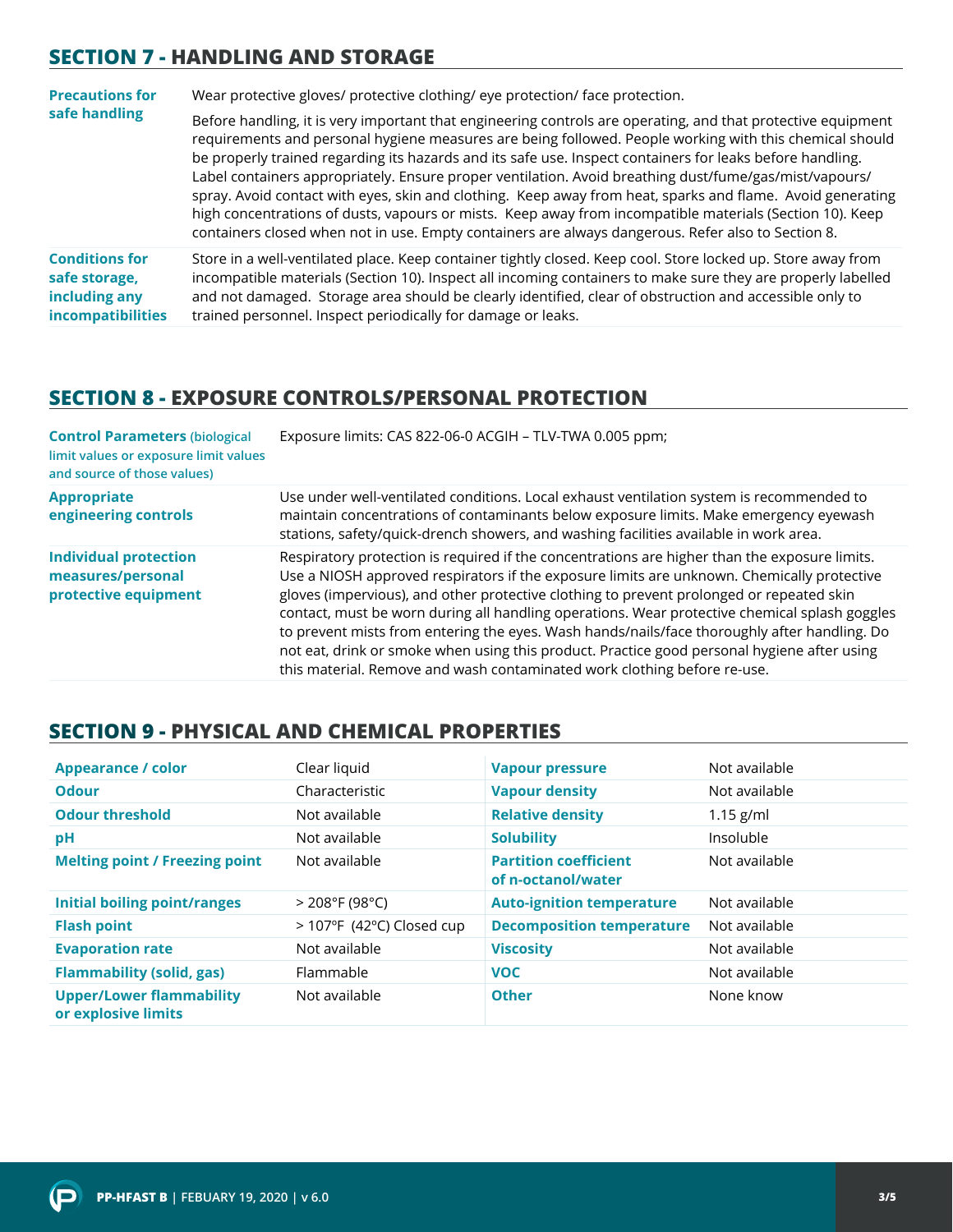## SECTION 7 - HANDLING AND STORAGE

| | |
|---|---|
| **Precautions for safe handling** | Wear protective gloves/ protective clothing/ eye protection/ face protection.<br><br>Before handling, it is very important that engineering controls are operating, and that protective equipment requirements and personal hygiene measures are being followed. People working with this chemical should be properly trained regarding its hazards and its safe use. Inspect containers for leaks before handling. Label containers appropriately. Ensure proper ventilation. Avoid breathing dust/fume/gas/mist/vapours/ spray. Avoid contact with eyes, skin and clothing. Keep away from heat, sparks and flame. Avoid generating high concentrations of dusts, vapours or mists. Keep away from incompatible materials (Section 10). Keep containers closed when not in use. Empty containers are always dangerous. Refer also to Section 8. |
| **Conditions for safe storage, including any incompatibilities** | Store in a well-ventilated place. Keep container tightly closed. Keep cool. Store locked up. Store away from incompatible materials (Section 10). Inspect all incoming containers to make sure they are properly labelled and not damaged. Storage area should be clearly identified, clear of obstruction and accessible only to trained personnel. Inspect periodically for damage or leaks. |

## SECTION 8 - EXPOSURE CONTROLS/PERSONAL PROTECTION

| | |
|---|---|
| **Control Parameters** (biological limit values or exposure limit values and source of those values) | Exposure limits: CAS 822-06-0 ACGIH – TLV-TWA 0.005 ppm; |
| **Appropriate engineering controls** | Use under well-ventilated conditions. Local exhaust ventilation system is recommended to maintain concentrations of contaminants below exposure limits. Make emergency eyewash stations, safety/quick-drench showers, and washing facilities available in work area. |
| **Individual protection measures/personal protective equipment** | Respiratory protection is required if the concentrations are higher than the exposure limits. Use a NIOSH approved respirators if the exposure limits are unknown. Chemically protective gloves (impervious), and other protective clothing to prevent prolonged or repeated skin contact, must be worn during all handling operations. Wear protective chemical splash goggles to prevent mists from entering the eyes. Wash hands/nails/face thoroughly after handling. Do not eat, drink or smoke when using this product. Practice good personal hygiene after using this material. Remove and wash contaminated work clothing before re-use. |

## SECTION 9 - PHYSICAL AND CHEMICAL PROPERTIES

| | | | |
|---|---|---|---|
| **Appearance / color** | Clear liquid | **Vapour pressure** | Not available |
| **Odour** | Characteristic | **Vapour density** | Not available |
| **Odour threshold** | Not available | **Relative density** | 1.15 g/ml |
| **pH** | Not available | **Solubility** | Insoluble |
| **Melting point / Freezing point** | Not available | **Partition coefficient of n-octanol/water** | Not available |
| **Initial boiling point/ranges** | > 208°F (98°C) | **Auto-ignition temperature** | Not available |
| **Flash point** | > 107°F (42°C) Closed cup | **Decomposition temperature** | Not available |
| **Evaporation rate** | Not available | **Viscosity** | Not available |
| **Flammability (solid, gas)** | Flammable | **VOC** | Not available |
| **Upper/Lower flammability or explosive limits** | Not available | **Other** | None know |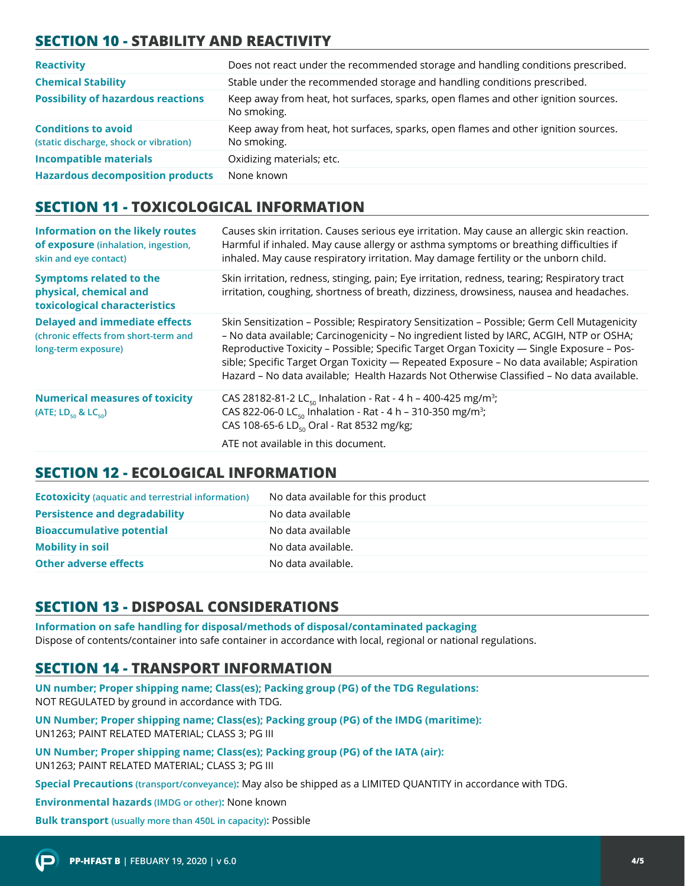## SECTION 10 - STABILITY AND REACTIVITY

| | |
|---|---|
| **Reactivity** | Does not react under the recommended storage and handling conditions prescribed. |
| **Chemical Stability** | Stable under the recommended storage and handling conditions prescribed. |
| **Possibility of hazardous reactions** | Keep away from heat, hot surfaces, sparks, open flames and other ignition sources. No smoking. |
| **Conditions to avoid** (static discharge, shock or vibration) | Keep away from heat, hot surfaces, sparks, open flames and other ignition sources. No smoking. |
| **Incompatible materials** | Oxidizing materials; etc. |
| **Hazardous decomposition products** | None known |

## SECTION 11 - TOXICOLOGICAL INFORMATION

| | |
|---|---|
| **Information on the likely routes of exposure** (inhalation, ingestion, skin and eye contact) | Causes skin irritation. Causes serious eye irritation. May cause an allergic skin reaction. Harmful if inhaled. May cause allergy or asthma symptoms or breathing difficulties if inhaled. May cause respiratory irritation. May damage fertility or the unborn child. |
| **Symptoms related to the physical, chemical and toxicological characteristics** | Skin irritation, redness, stinging, pain; Eye irritation, redness, tearing; Respiratory tract irritation, coughing, shortness of breath, dizziness, drowsiness, nausea and headaches. |
| **Delayed and immediate effects** (chronic effects from short-term and long-term exposure) | Skin Sensitization – Possible; Respiratory Sensitization – Possible; Germ Cell Mutagenicity – No data available; Carcinogenicity – No ingredient listed by IARC, ACGIH, NTP or OSHA; Reproductive Toxicity – Possible; Specific Target Organ Toxicity — Single Exposure – Possible; Specific Target Organ Toxicity — Repeated Exposure – No data available; Aspiration Hazard – No data available; Health Hazards Not Otherwise Classified – No data available. |
| **Numerical measures of toxicity** (ATE; $LD_{50}$ & $LC_{50}$) | CAS 28182-81-2 $LC_{50}$ Inhalation - Rat - 4 h – 400-425 mg/m$^3$; CAS 822-06-0 $LC_{50}$ Inhalation - Rat - 4 h – 310-350 mg/m$^3$; CAS 108-65-6 $LD_{50}$ Oral - Rat 8532 mg/kg; <br>ATE not available in this document. |

## SECTION 12 - ECOLOGICAL INFORMATION

| | |
|---|---|
| **Ecotoxicity** (aquatic and terrestrial information) | No data available for this product |
| **Persistence and degradability** | No data available |
| **Bioaccumulative potential** | No data available |
| **Mobility in soil** | No data available. |
| **Other adverse effects** | No data available. |

## SECTION 13 - DISPOSAL CONSIDERATIONS

**Information on safe handling for disposal/methods of disposal/contaminated packaging**
Dispose of contents/container into safe container in accordance with local, regional or national regulations.

## SECTION 14 - TRANSPORT INFORMATION

**UN number; Proper shipping name; Class(es); Packing group (PG) of the TDG Regulations:**
NOT REGULATED by ground in accordance with TDG.

**UN Number; Proper shipping name; Class(es); Packing group (PG) of the IMDG (maritime):**
UN1263; PAINT RELATED MATERIAL; CLASS 3; PG III

**UN Number; Proper shipping name; Class(es); Packing group (PG) of the IATA (air):**
UN1263; PAINT RELATED MATERIAL; CLASS 3; PG III

**Special Precautions** (transport/conveyance)**:** May also be shipped as a LIMITED QUANTITY in accordance with TDG.

**Environmental hazards** (IMDG or other)**:** None known

**Bulk transport** (usually more than 450L in capacity)**:** Possible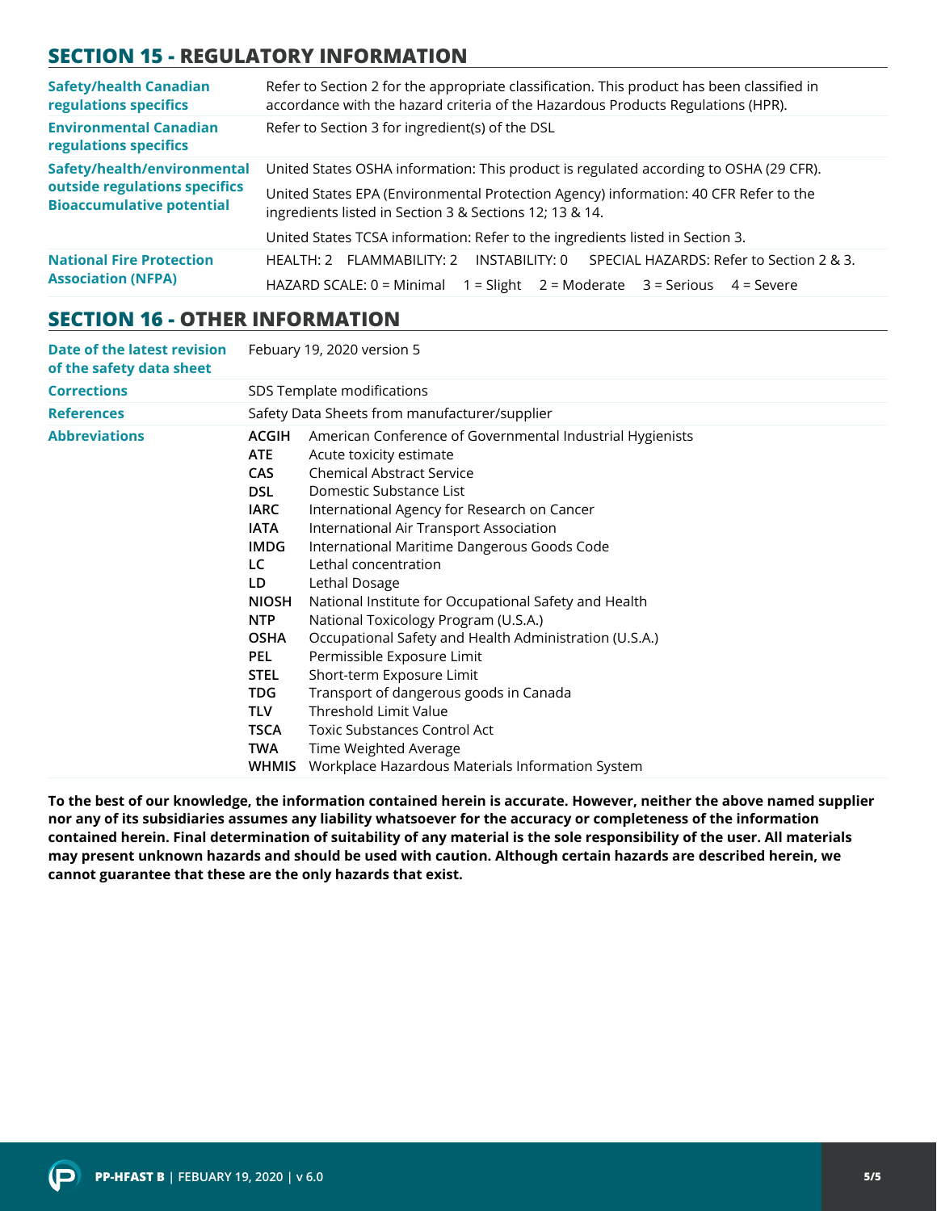## SECTION 15 - REGULATORY INFORMATION

| | |
|---|---|
| **Safety/health Canadian regulations specifics** | Refer to Section 2 for the appropriate classification. This product has been classified in accordance with the hazard criteria of the Hazardous Products Regulations (HPR). |
| **Environmental Canadian regulations specifics** | Refer to Section 3 for ingredient(s) of the DSL |
| **Safety/health/environmental outside regulations specifics Bioaccumulative potential** | United States OSHA information: This product is regulated according to OSHA (29 CFR).<br>United States EPA (Environmental Protection Agency) information: 40 CFR Refer to the ingredients listed in Section 3 & Sections 12; 13 & 14.<br>United States TCSA information: Refer to the ingredients listed in Section 3. |
| **National Fire Protection Association (NFPA)** | HEALTH: 2 FLAMMABILITY: 2 INSTABILITY: 0 SPECIAL HAZARDS: Refer to Section 2 & 3.<br>HAZARD SCALE: 0 = Minimal 1 = Slight 2 = Moderate 3 = Serious 4 = Severe |

## SECTION 16 - OTHER INFORMATION

| | |
|---|---|
| **Date of the latest revision of the safety data sheet** | Febuary 19, 2020 version 5 |
| **Corrections** | SDS Template modifications |
| **References** | Safety Data Sheets from manufacturer/supplier |
| **Abbreviations** | **ACGIH** American Conference of Governmental Industrial Hygienists<br>**ATE** Acute toxicity estimate<br>**CAS** Chemical Abstract Service<br>**DSL** Domestic Substance List<br>**IARC** International Agency for Research on Cancer<br>**IATA** International Air Transport Association<br>**IMDG** International Maritime Dangerous Goods Code<br>**LC** Lethal concentration<br>**LD** Lethal Dosage<br>**NIOSH** National Institute for Occupational Safety and Health<br>**NTP** National Toxicology Program (U.S.A.)<br>**OSHA** Occupational Safety and Health Administration (U.S.A.)<br>**PEL** Permissible Exposure Limit<br>**STEL** Short-term Exposure Limit<br>**TDG** Transport of dangerous goods in Canada<br>**TLV** Threshold Limit Value<br>**TSCA** Toxic Substances Control Act<br>**TWA** Time Weighted Average<br>**WHMIS** Workplace Hazardous Materials Information System |

**To the best of our knowledge, the information contained herein is accurate. However, neither the above named supplier nor any of its subsidiaries assumes any liability whatsoever for the accuracy or completeness of the information contained herein. Final determination of suitability of any material is the sole responsibility of the user. All materials may present unknown hazards and should be used with caution. Although certain hazards are described herein, we cannot guarantee that these are the only hazards that exist.**